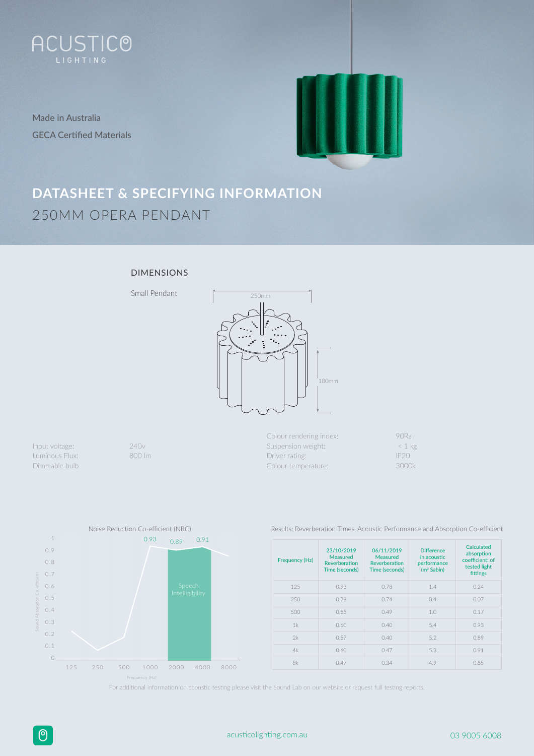ACUSTICO LIGHTING

Made in Australia

GECA Certified Materials

# DATASHEET & SPECIFYING INFORMATION

## 250MM OPERA PENDANT

### DIMENSIONS

Small Pendant

250mm

180mm

Input voltage: 240v

Luminous Flux: 800 lm

Dimmable bulb

Colour rendering index: 90Ra

Suspension weight: < 1 kg

Driver rating: IP20

Colour temperature: 3000k

Noise Reduction Co-efficient (NRC)

Results: Reverberation Times, Acoustic Performance and Absorption Co-efficient

| Frequency (Hz) | 23/10/2019 Measured Reverberation Time (seconds) | 06/11/2019 Measured Reverberation Time (seconds) | Difference in acoustic performance ($m^2$ Sabin) | Calculated absorption coefficient: of tested light fittings |
|---|---|---|---|---|
| 125 | 0.93 | 0.78 | 1.4 | 0.24 |
| 250 | 0.78 | 0.74 | 0.4 | 0.07 |
| 500 | 0.55 | 0.49 | 1.0 | 0.17 |
| 1k | 0.60 | 0.40 | 5.4 | 0.93 |
| 2k | 0.57 | 0.40 | 5.2 | 0.89 |
| 4k | 0.60 | 0.47 | 5.3 | 0.91 |
| 8k | 0.47 | 0.34 | 4.9 | 0.85 |

For additional information on acoustic testing please visit the Sound Lab on our website or request full testing reports.

acusticolighting.com.au 03 9005 6008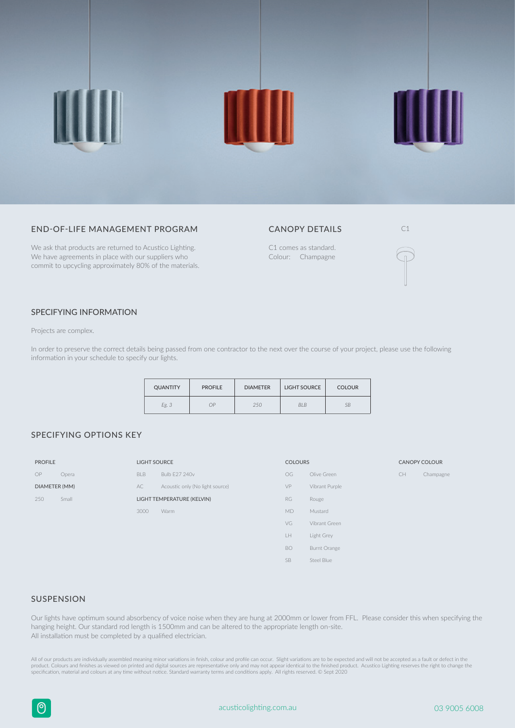## END-OF-LIFE MANAGEMENT PROGRAM

We ask that products are returned to Acustico Lighting. We have agreements in place with our suppliers who commit to upcycling approximately 80% of the materials.

## CANOPY DETAILS

C1

C1 comes as standard.
Colour: Champagne

## SPECIFYING INFORMATION

Projects are complex.

In order to preserve the correct details being passed from one contractor to the next over the course of your project, please use the following information in your schedule to specify our lights.

| QUANTITY | PROFILE | DIAMETER | LIGHT SOURCE | COLOUR |
|---|---|---|---|---|
| *Eg. 3* | *OP* | *250* | *BLB* | *SB* |

## SPECIFYING OPTIONS KEY

**PROFILE**

- OP Opera

**DIAMETER (MM)**

- 250 Small

**LIGHT SOURCE**

- BLB Bulb E27 240v
- AC Acoustic only (No light source)

**LIGHT TEMPERATURE (KELVIN)**

- 3000 Warm

**COLOURS**

- OG Olive Green
- VP Vibrant Purple
- RG Rouge
- MD Mustard
- VG Vibrant Green
- LH Light Grey
- BO Burnt Orange
- SB Steel Blue

**CANOPY COLOUR**

- CH Champagne

## SUSPENSION

Our lights have optimum sound absorbency of voice noise when they are hung at 2000mm or lower from FFL. Please consider this when specifying the hanging height. Our standard rod length is 1500mm and can be altered to the appropriate length on-site.
All installation must be completed by a qualified electrician.

All of our products are individually assembled meaning minor variations in finish, colour and profile can occur. Slight variations are to be expected and will not be accepted as a fault or defect in the product. Colours and finishes as viewed on printed and digital sources are representative only and may not appear identical to the finished product. Acustico Lighting reserves the right to change the specification, material and colours at any time without notice. Standard warranty terms and conditions apply. All rights reserved. © Sept 2020

acusticolighting.com.au 03 9005 6008